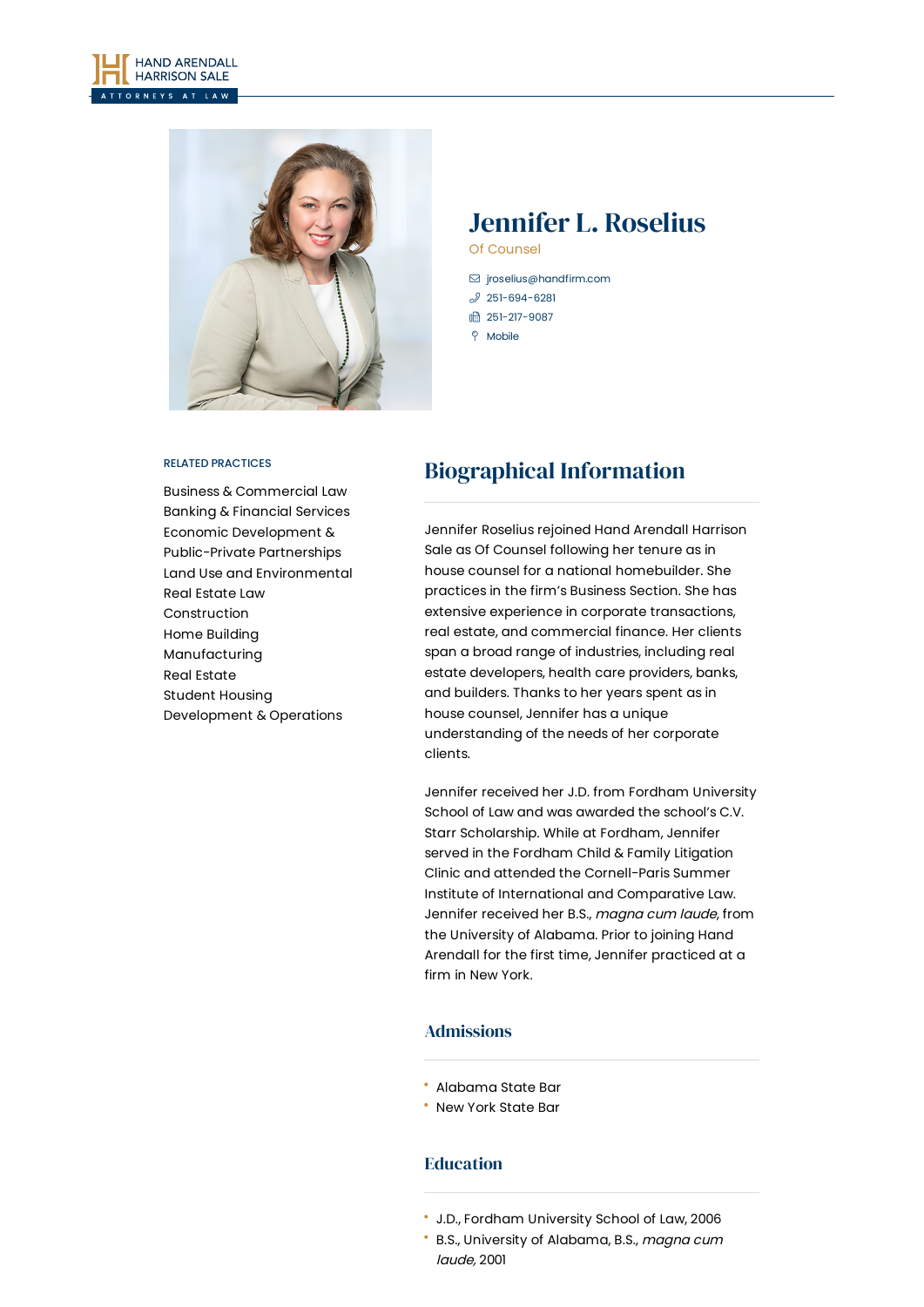HAND ARENDALL HARRISON SALE
ATTORNEYS AT LAW

# Jennifer L. Roselius

Of Counsel

jroselius@handfirm.com
251-694-6281
251-217-9087
Mobile

RELATED PRACTICES

Business & Commercial Law
Banking & Financial Services
Economic Development & Public-Private Partnerships
Land Use and Environmental
Real Estate Law
Construction
Home Building
Manufacturing
Real Estate
Student Housing
Development & Operations

## Biographical Information

Jennifer Roselius rejoined Hand Arendall Harrison Sale as Of Counsel following her tenure as in house counsel for a national homebuilder. She practices in the firm's Business Section. She has extensive experience in corporate transactions, real estate, and commercial finance. Her clients span a broad range of industries, including real estate developers, health care providers, banks, and builders. Thanks to her years spent as in house counsel, Jennifer has a unique understanding of the needs of her corporate clients.

Jennifer received her J.D. from Fordham University School of Law and was awarded the school's C.V. Starr Scholarship. While at Fordham, Jennifer served in the Fordham Child & Family Litigation Clinic and attended the Cornell-Paris Summer Institute of International and Comparative Law. Jennifer received her B.S., *magna cum laude*, from the University of Alabama. Prior to joining Hand Arendall for the first time, Jennifer practiced at a firm in New York.

### Admissions

- Alabama State Bar
- New York State Bar

### Education

- J.D., Fordham University School of Law, 2006
- B.S., University of Alabama, B.S., *magna cum laude,* 2001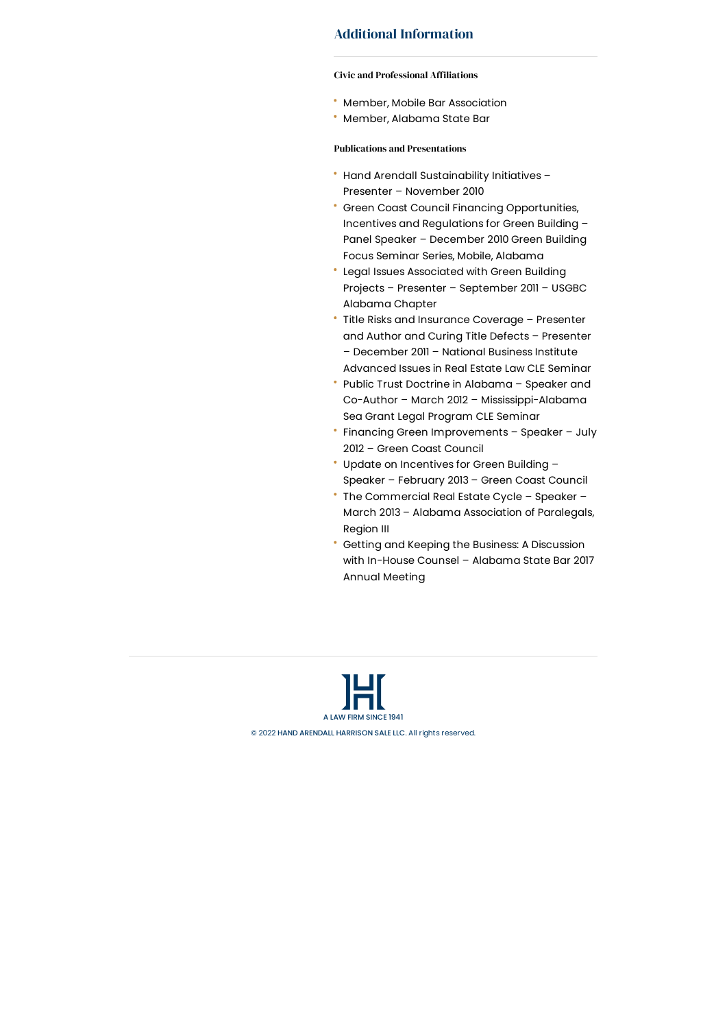## Additional Information

### Civic and Professional Affiliations

- Member, Mobile Bar Association
- Member, Alabama State Bar

### Publications and Presentations

- Hand Arendall Sustainability Initiatives – Presenter – November 2010
- Green Coast Council Financing Opportunities, Incentives and Regulations for Green Building – Panel Speaker – December 2010 Green Building Focus Seminar Series, Mobile, Alabama
- Legal Issues Associated with Green Building Projects – Presenter – September 2011 – USGBC Alabama Chapter
- Title Risks and Insurance Coverage – Presenter and Author and Curing Title Defects – Presenter – December 2011 – National Business Institute Advanced Issues in Real Estate Law CLE Seminar
- Public Trust Doctrine in Alabama – Speaker and Co-Author – March 2012 – Mississippi-Alabama Sea Grant Legal Program CLE Seminar
- Financing Green Improvements – Speaker – July 2012 – Green Coast Council
- Update on Incentives for Green Building – Speaker – February 2013 – Green Coast Council
- The Commercial Real Estate Cycle – Speaker – March 2013 – Alabama Association of Paralegals, Region III
- Getting and Keeping the Business: A Discussion with In-House Counsel – Alabama State Bar 2017 Annual Meeting

A LAW FIRM SINCE 1941

© 2022 HAND ARENDALL HARRISON SALE LLC. All rights reserved.